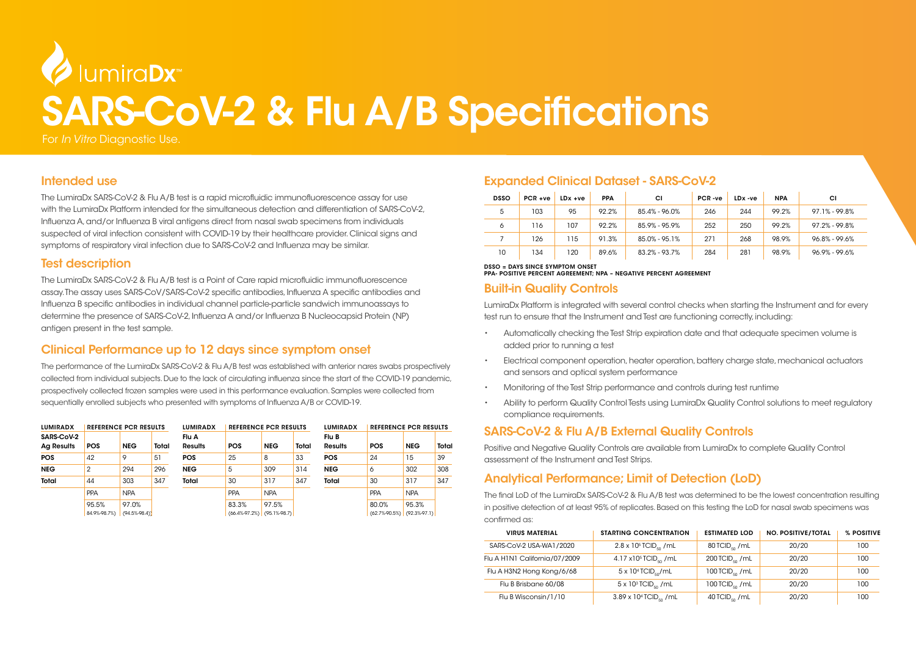# lumiraDx™

# SARS-CoV-2 & Flu A/B Specifications

For *In Vitro* Diagnostic Use.

## Intended use

The LumiraDx SARS-CoV-2 & Flu A/B test is a rapid microfluidic immunofluorescence assay for use with the LumiraDx Platform intended for the simultaneous detection and differentiation of SARS-CoV-2, Influenza A, and/or Influenza B viral antigens direct from nasal swab specimens from individuals suspected of viral infection consistent with COVID-19 by their healthcare provider. Clinical signs and symptoms of respiratory viral infection due to SARS-CoV-2 and Influenza may be similar.

## Test description

The LumiraDx SARS-CoV-2 & Flu A/B test is a Point of Care rapid microfluidic immunofluorescence assay. The assay uses SARS-CoV/SARS-CoV-2 specific antibodies, Influenza A specific antibodies and Influenza B specific antibodies in individual channel particle-particle sandwich immunoassays to determine the presence of SARS-CoV-2, Influenza A and/or Influenza B Nucleocapsid Protein (NP) antigen present in the test sample.

## Clinical Performance up to 12 days since symptom onset

The performance of the LumiraDx SARS-CoV-2 & Flu A/B test was established with anterior nares swabs prospectively collected from individual subjects. Due to the lack of circulating influenza since the start of the COVID-19 pandemic, prospectively collected frozen samples were used in this performance evaluation. Samples were collected from sequentially enrolled subjects who presented with symptoms of Influenza A/B or COVID-19.

| LUMIRADX SARS-CoV-2 Ag Results | REFERENCE PCR RESULTS | | |
|---|---|---|---|
| | **POS** | **NEG** | **Total** |
| **POS** | 42 | 9 | 51 |
| **NEG** | 2 | 294 | 296 |
| **Total** | 44 | 303 | 347 |
| | PPA | NPA | |
| | 95.5% (84.9%-98.7%) | 97.0% (94.5%-98.4%) | |

| LUMIRADX Flu A Results | REFERENCE PCR RESULTS | | |
|---|---|---|---|
| | **POS** | **NEG** | **Total** |
| **POS** | 25 | 8 | 33 |
| **NEG** | 5 | 309 | 314 |
| **Total** | 30 | 317 | 347 |
| | PPA | NPA | |
| | 83.3% (66.4%-97.2%) | 97.5% (95.1%-98.7) | |

| LUMIRADX Flu B Results | REFERENCE PCR RESULTS | | |
|---|---|---|---|
| | **POS** | **NEG** | **Total** |
| **POS** | 24 | 15 | 39 |
| **NEG** | 6 | 302 | 308 |
| **Total** | 30 | 317 | 347 |
| | PPA | NPA | |
| | 80.0% (62.7%-90.5%) | 95.3% (92.3%-97.1) | |

## Expanded Clinical Dataset - SARS-CoV-2

| DSSO | PCR +ve | LDx +ve | PPA | CI | PCR -ve | LDx -ve | NPA | CI |
|---|---|---|---|---|---|---|---|---|
| 5 | 103 | 95 | 92.2% | 85.4% - 96.0% | 246 | 244 | 99.2% | 97.1% - 99.8% |
| 6 | 116 | 107 | 92.2% | 85.9% - 95.9% | 252 | 250 | 99.2% | 97.2% - 99.8% |
| 7 | 126 | 115 | 91.3% | 85.0% - 95.1% | 271 | 268 | 98.9% | 96.8% - 99.6% |
| 10 | 134 | 120 | 89.6% | 83.2% - 93.7% | 284 | 281 | 98.9% | 96.9% - 99.6% |

**DSSO = DAYS SINCE SYMPTOM ONSET**
**PPA- POSITIVE PERCENT AGREEMENT; NPA – NEGATIVE PERCENT AGREEMENT**

## Built-in Quality Controls

LumiraDx Platform is integrated with several control checks when starting the Instrument and for every test run to ensure that the Instrument and Test are functioning correctly, including:

- Automatically checking the Test Strip expiration date and that adequate specimen volume is added prior to running a test
- Electrical component operation, heater operation, battery charge state, mechanical actuators and sensors and optical system performance
- Monitoring of the Test Strip performance and controls during test runtime
- Ability to perform Quality Control Tests using LumiraDx Quality Control solutions to meet regulatory compliance requirements.

## SARS-CoV-2 & Flu A/B External Quality Controls

Positive and Negative Quality Controls are available from LumiraDx to complete Quality Control assessment of the Instrument and Test Strips.

## Analytical Performance; Limit of Detection (LoD)

The final LoD of the LumiraDx SARS-CoV-2 & Flu A/B test was determined to be the lowest concentration resulting in positive detection of at least 95% of replicates. Based on this testing the LoD for nasal swab specimens was confirmed as:

| VIRUS MATERIAL | STARTING CONCENTRATION | ESTIMATED LOD | NO. POSITIVE/TOTAL | % POSITIVE |
|---|---|---|---|---|
| SARS-CoV-2 USA-WA1/2020 | $2.8 \times 10^5$ $TCID_{50}$ /mL | 80 $TCID_{50}$ /mL | 20/20 | 100 |
| Flu A H1N1 California/07/2009 | $4.17 \times 10^5$ $TCID_{50}$ /mL | 200 $TCID_{50}$ /mL | 20/20 | 100 |
| Flu A H3N2 Hong Kong/6/68 | $5 \times 10^4$ $TCID_{50}$/mL | 100 $TCID_{50}$ /mL | 20/20 | 100 |
| Flu B Brisbane 60/08 | $5 \times 10^3$ $TCID_{50}$ /mL | 100 $TCID_{50}$ /mL | 20/20 | 100 |
| Flu B Wisconsin/1/10 | $3.89 \times 10^4$ $TCID_{50}$ /mL | 40 $TCID_{50}$ /mL | 20/20 | 100 |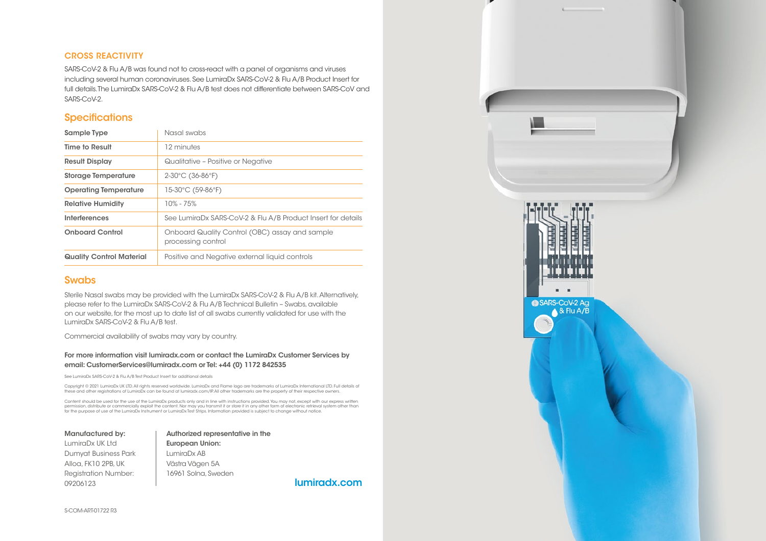## CROSS REACTIVITY

SARS-CoV-2 & Flu A/B was found not to cross-react with a panel of organisms and viruses including several human coronaviruses. See LumiraDx SARS-CoV-2 & Flu A/B Product Insert for full details. The LumiraDx SARS-CoV-2 & Flu A/B test does not differentiate between SARS-CoV and SARS-CoV-2.

## Specifications

| | |
|---|---|
| **Sample Type** | Nasal swabs |
| **Time to Result** | 12 minutes |
| **Result Display** | Qualitative – Positive or Negative |
| **Storage Temperature** | 2-30°C (36-86°F) |
| **Operating Temperature** | 15-30°C (59-86°F) |
| **Relative Humidity** | 10% - 75% |
| **Interferences** | See LumiraDx SARS-CoV-2 & Flu A/B Product Insert for details |
| **Onboard Control** | Onboard Quality Control (OBC) assay and sample processing control |
| **Quality Control Material** | Positive and Negative external liquid controls |

## Swabs

Sterile Nasal swabs may be provided with the LumiraDx SARS-CoV-2 & Flu A/B kit. Alternatively, please refer to the LumiraDx SARS-CoV-2 & Flu A/B Technical Bulletin – Swabs, available on our website, for the most up to date list of all swabs currently validated for use with the LumiraDx SARS-CoV-2 & Flu A/B test.

Commercial availability of swabs may vary by country.

**For more information visit lumiradx.com or contact the LumiraDx Customer Services by email: CustomerServices@lumiradx.com or Tel: +44 (0) 1172 842535**

See LumiraDx SARS-CoV-2 & Flu A/B Test Product Insert for additional details

Copyright © 2021 LumiraDx UK LTD. All rights reserved worldwide. LumiraDx and Flame logo are trademarks of LumiraDx International LTD. Full details of these and other registrations of LumiraDx can be found at lumiradx.com/IP. All other trademarks are the property of their respective owners.

Content should be used for the use of the LumiraDx products only and in line with instructions provided. You may not, except with our express written permission, distribute or commercially exploit the content. Nor may you transmit it or store it in any other form of electronic retrieval system other than for the purpose of use of the LumiraDx Instrument or LumiraDx Test Strips. Information provided is subject to change without notice.

**Manufactured by:**
LumiraDx UK Ltd
Dumyat Business Park
Alloa, FK10 2PB, UK
Registration Number: 09206123

**Authorized representative in the European Union:**
LumiraDx AB
Västra Vägen 5A
16961 Solna, Sweden

**lumiradx.com**

S-COM-ART-01722 R3